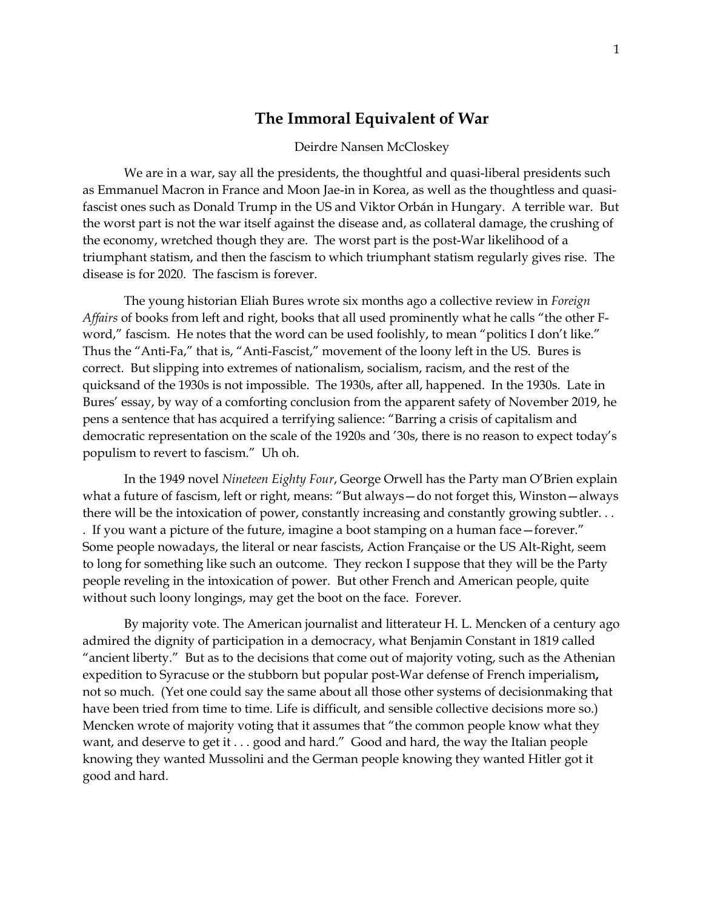# The Immoral Equivalent of War

Deirdre Nansen McCloskey

We are in a war, say all the presidents, the thoughtful and quasi-liberal presidents such as Emmanuel Macron in France and Moon Jae-in in Korea, as well as the thoughtless and quasi-fascist ones such as Donald Trump in the US and Viktor Orbán in Hungary. A terrible war. But the worst part is not the war itself against the disease and, as collateral damage, the crushing of the economy, wretched though they are. The worst part is the post-War likelihood of a triumphant statism, and then the fascism to which triumphant statism regularly gives rise. The disease is for 2020. The fascism is forever.

The young historian Eliah Bures wrote six months ago a collective review in *Foreign Affairs* of books from left and right, books that all used prominently what he calls "the other F-word," fascism. He notes that the word can be used foolishly, to mean "politics I don't like." Thus the "Anti-Fa," that is, "Anti-Fascist," movement of the loony left in the US. Bures is correct. But slipping into extremes of nationalism, socialism, racism, and the rest of the quicksand of the 1930s is not impossible. The 1930s, after all, happened. In the 1930s. Late in Bures' essay, by way of a comforting conclusion from the apparent safety of November 2019, he pens a sentence that has acquired a terrifying salience: "Barring a crisis of capitalism and democratic representation on the scale of the 1920s and '30s, there is no reason to expect today's populism to revert to fascism." Uh oh.

In the 1949 novel *Nineteen Eighty Four*, George Orwell has the Party man O'Brien explain what a future of fascism, left or right, means: "But always—do not forget this, Winston—always there will be the intoxication of power, constantly increasing and constantly growing subtler. . . . If you want a picture of the future, imagine a boot stamping on a human face—forever." Some people nowadays, the literal or near fascists, Action Française or the US Alt-Right, seem to long for something like such an outcome. They reckon I suppose that they will be the Party people reveling in the intoxication of power. But other French and American people, quite without such loony longings, may get the boot on the face. Forever.

By majority vote. The American journalist and litterateur H. L. Mencken of a century ago admired the dignity of participation in a democracy, what Benjamin Constant in 1819 called "ancient liberty." But as to the decisions that come out of majority voting, such as the Athenian expedition to Syracuse or the stubborn but popular post-War defense of French imperialism**,** not so much. (Yet one could say the same about all those other systems of decisionmaking that have been tried from time to time. Life is difficult, and sensible collective decisions more so.) Mencken wrote of majority voting that it assumes that "the common people know what they want, and deserve to get it . . . good and hard." Good and hard, the way the Italian people knowing they wanted Mussolini and the German people knowing they wanted Hitler got it good and hard.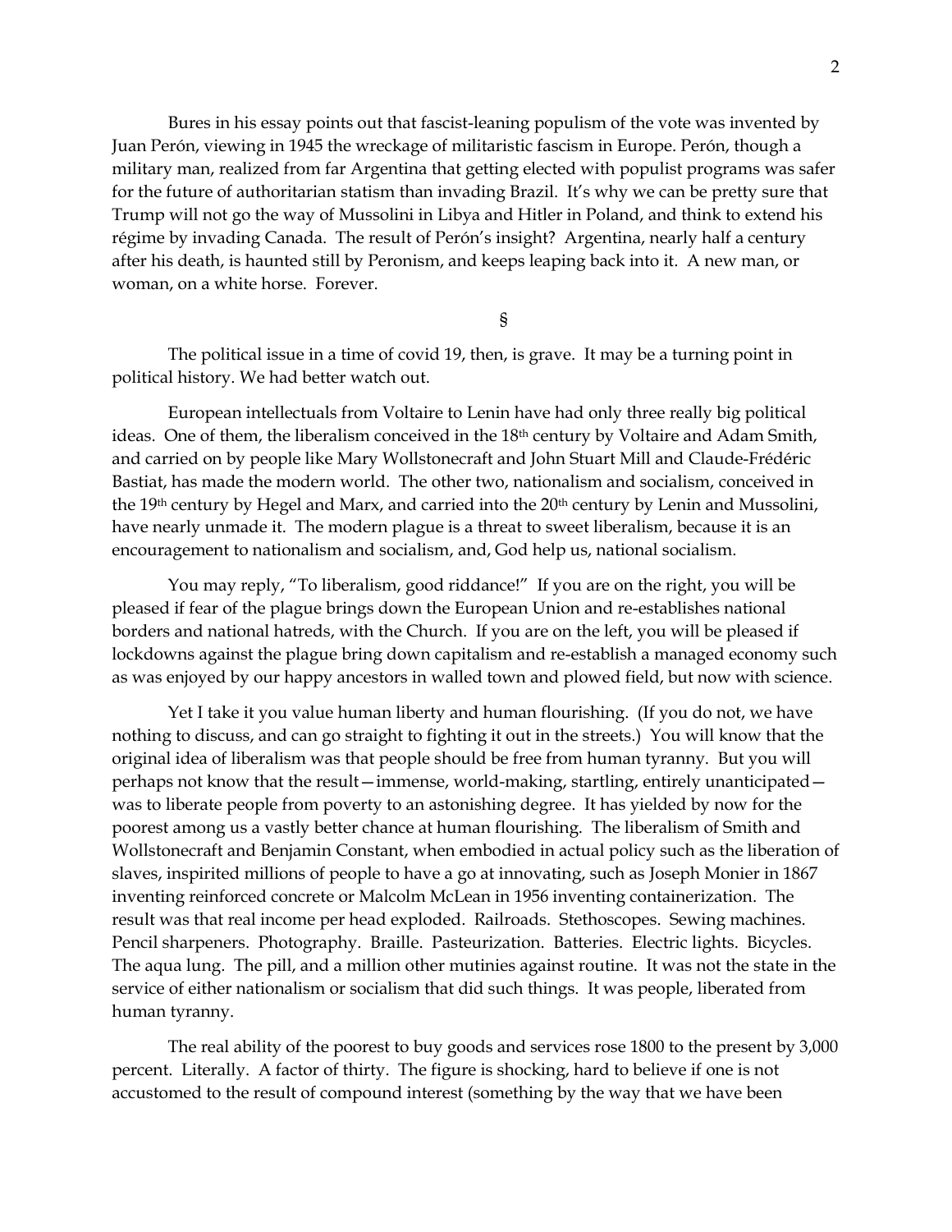Bures in his essay points out that fascist-leaning populism of the vote was invented by Juan Perón, viewing in 1945 the wreckage of militaristic fascism in Europe. Perón, though a military man, realized from far Argentina that getting elected with populist programs was safer for the future of authoritarian statism than invading Brazil. It's why we can be pretty sure that Trump will not go the way of Mussolini in Libya and Hitler in Poland, and think to extend his régime by invading Canada. The result of Perón's insight? Argentina, nearly half a century after his death, is haunted still by Peronism, and keeps leaping back into it. A new man, or woman, on a white horse. Forever.

§

The political issue in a time of covid 19, then, is grave. It may be a turning point in political history. We had better watch out.

European intellectuals from Voltaire to Lenin have had only three really big political ideas. One of them, the liberalism conceived in the 18th century by Voltaire and Adam Smith, and carried on by people like Mary Wollstonecraft and John Stuart Mill and Claude-Frédéric Bastiat, has made the modern world. The other two, nationalism and socialism, conceived in the 19th century by Hegel and Marx, and carried into the 20th century by Lenin and Mussolini, have nearly unmade it. The modern plague is a threat to sweet liberalism, because it is an encouragement to nationalism and socialism, and, God help us, national socialism.

You may reply, "To liberalism, good riddance!" If you are on the right, you will be pleased if fear of the plague brings down the European Union and re-establishes national borders and national hatreds, with the Church. If you are on the left, you will be pleased if lockdowns against the plague bring down capitalism and re-establish a managed economy such as was enjoyed by our happy ancestors in walled town and plowed field, but now with science.

Yet I take it you value human liberty and human flourishing. (If you do not, we have nothing to discuss, and can go straight to fighting it out in the streets.) You will know that the original idea of liberalism was that people should be free from human tyranny. But you will perhaps not know that the result—immense, world-making, startling, entirely unanticipated—was to liberate people from poverty to an astonishing degree. It has yielded by now for the poorest among us a vastly better chance at human flourishing. The liberalism of Smith and Wollstonecraft and Benjamin Constant, when embodied in actual policy such as the liberation of slaves, inspirited millions of people to have a go at innovating, such as Joseph Monier in 1867 inventing reinforced concrete or Malcolm McLean in 1956 inventing containerization. The result was that real income per head exploded. Railroads. Stethoscopes. Sewing machines. Pencil sharpeners. Photography. Braille. Pasteurization. Batteries. Electric lights. Bicycles. The aqua lung. The pill, and a million other mutinies against routine. It was not the state in the service of either nationalism or socialism that did such things. It was people, liberated from human tyranny.

The real ability of the poorest to buy goods and services rose 1800 to the present by 3,000 percent. Literally. A factor of thirty. The figure is shocking, hard to believe if one is not accustomed to the result of compound interest (something by the way that we have been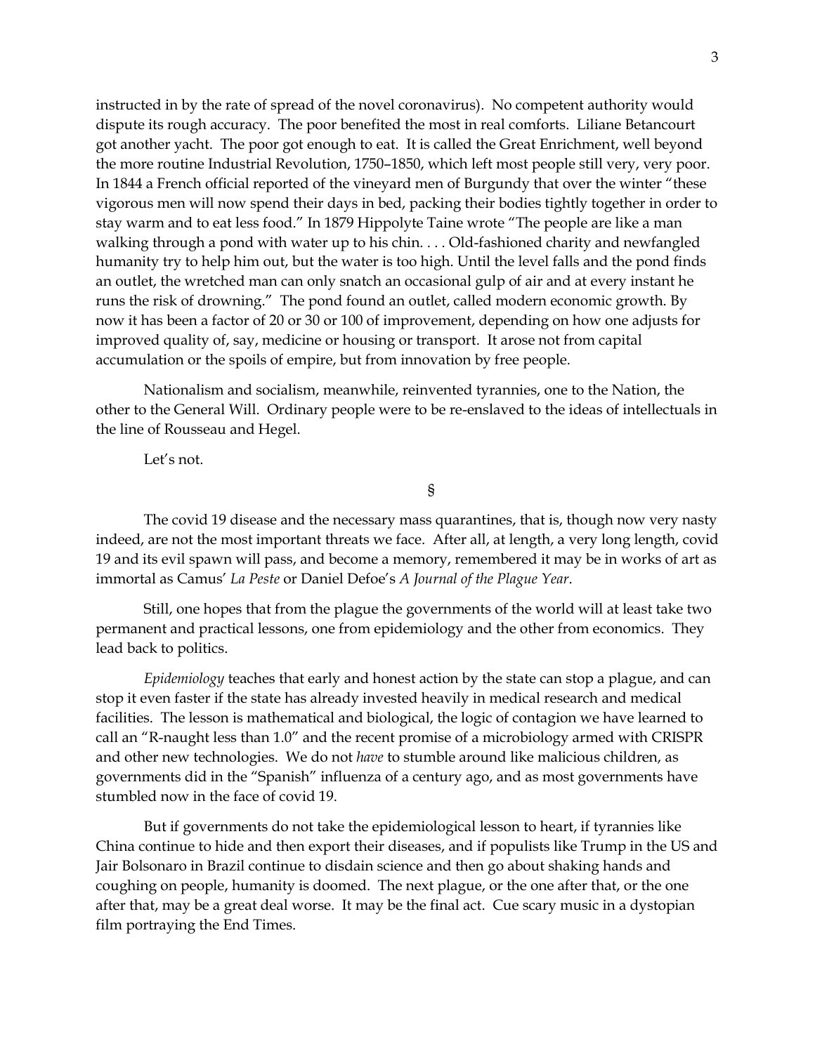instructed in by the rate of spread of the novel coronavirus). No competent authority would dispute its rough accuracy. The poor benefited the most in real comforts. Liliane Betancourt got another yacht. The poor got enough to eat. It is called the Great Enrichment, well beyond the more routine Industrial Revolution, 1750–1850, which left most people still very, very poor. In 1844 a French official reported of the vineyard men of Burgundy that over the winter "these vigorous men will now spend their days in bed, packing their bodies tightly together in order to stay warm and to eat less food." In 1879 Hippolyte Taine wrote "The people are like a man walking through a pond with water up to his chin. . . . Old-fashioned charity and newfangled humanity try to help him out, but the water is too high. Until the level falls and the pond finds an outlet, the wretched man can only snatch an occasional gulp of air and at every instant he runs the risk of drowning." The pond found an outlet, called modern economic growth. By now it has been a factor of 20 or 30 or 100 of improvement, depending on how one adjusts for improved quality of, say, medicine or housing or transport. It arose not from capital accumulation or the spoils of empire, but from innovation by free people.

Nationalism and socialism, meanwhile, reinvented tyrannies, one to the Nation, the other to the General Will. Ordinary people were to be re-enslaved to the ideas of intellectuals in the line of Rousseau and Hegel.

Let's not.

§

The covid 19 disease and the necessary mass quarantines, that is, though now very nasty indeed, are not the most important threats we face. After all, at length, a very long length, covid 19 and its evil spawn will pass, and become a memory, remembered it may be in works of art as immortal as Camus' *La Peste* or Daniel Defoe's *A Journal of the Plague Year*.

Still, one hopes that from the plague the governments of the world will at least take two permanent and practical lessons, one from epidemiology and the other from economics. They lead back to politics.

*Epidemiology* teaches that early and honest action by the state can stop a plague, and can stop it even faster if the state has already invested heavily in medical research and medical facilities. The lesson is mathematical and biological, the logic of contagion we have learned to call an "R-naught less than 1.0" and the recent promise of a microbiology armed with CRISPR and other new technologies. We do not *have* to stumble around like malicious children, as governments did in the "Spanish" influenza of a century ago, and as most governments have stumbled now in the face of covid 19.

But if governments do not take the epidemiological lesson to heart, if tyrannies like China continue to hide and then export their diseases, and if populists like Trump in the US and Jair Bolsonaro in Brazil continue to disdain science and then go about shaking hands and coughing on people, humanity is doomed. The next plague, or the one after that, or the one after that, may be a great deal worse. It may be the final act. Cue scary music in a dystopian film portraying the End Times.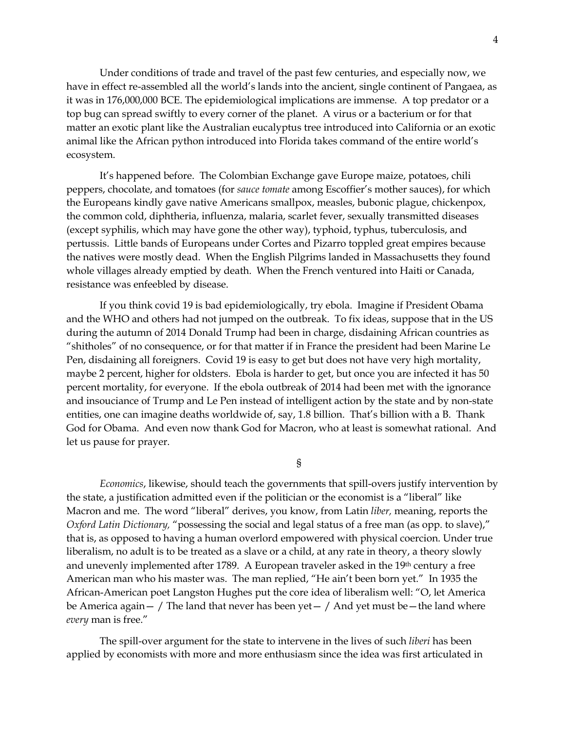Under conditions of trade and travel of the past few centuries, and especially now, we have in effect re-assembled all the world's lands into the ancient, single continent of Pangaea, as it was in 176,000,000 BCE. The epidemiological implications are immense. A top predator or a top bug can spread swiftly to every corner of the planet. A virus or a bacterium or for that matter an exotic plant like the Australian eucalyptus tree introduced into California or an exotic animal like the African python introduced into Florida takes command of the entire world's ecosystem.

It's happened before. The Colombian Exchange gave Europe maize, potatoes, chili peppers, chocolate, and tomatoes (for *sauce tomate* among Escoffier's mother sauces), for which the Europeans kindly gave native Americans smallpox, measles, bubonic plague, chickenpox, the common cold, diphtheria, influenza, malaria, scarlet fever, sexually transmitted diseases (except syphilis, which may have gone the other way), typhoid, typhus, tuberculosis, and pertussis. Little bands of Europeans under Cortes and Pizarro toppled great empires because the natives were mostly dead. When the English Pilgrims landed in Massachusetts they found whole villages already emptied by death. When the French ventured into Haiti or Canada, resistance was enfeebled by disease.

If you think covid 19 is bad epidemiologically, try ebola. Imagine if President Obama and the WHO and others had not jumped on the outbreak. To fix ideas, suppose that in the US during the autumn of 2014 Donald Trump had been in charge, disdaining African countries as "shitholes" of no consequence, or for that matter if in France the president had been Marine Le Pen, disdaining all foreigners. Covid 19 is easy to get but does not have very high mortality, maybe 2 percent, higher for oldsters. Ebola is harder to get, but once you are infected it has 50 percent mortality, for everyone. If the ebola outbreak of 2014 had been met with the ignorance and insouciance of Trump and Le Pen instead of intelligent action by the state and by non-state entities, one can imagine deaths worldwide of, say, 1.8 billion. That's billion with a B. Thank God for Obama. And even now thank God for Macron, who at least is somewhat rational. And let us pause for prayer.

§

*Economics*, likewise, should teach the governments that spill-overs justify intervention by the state, a justification admitted even if the politician or the economist is a "liberal" like Macron and me. The word "liberal" derives, you know, from Latin *liber,* meaning, reports the *Oxford Latin Dictionary,* "possessing the social and legal status of a free man (as opp. to slave)," that is, as opposed to having a human overlord empowered with physical coercion. Under true liberalism, no adult is to be treated as a slave or a child, at any rate in theory, a theory slowly and unevenly implemented after 1789. A European traveler asked in the 19th century a free American man who his master was. The man replied, "He ain't been born yet." In 1935 the African-American poet Langston Hughes put the core idea of liberalism well: "O, let America be America again— / The land that never has been yet— / And yet must be—the land where *every* man is free."

The spill-over argument for the state to intervene in the lives of such *liberi* has been applied by economists with more and more enthusiasm since the idea was first articulated in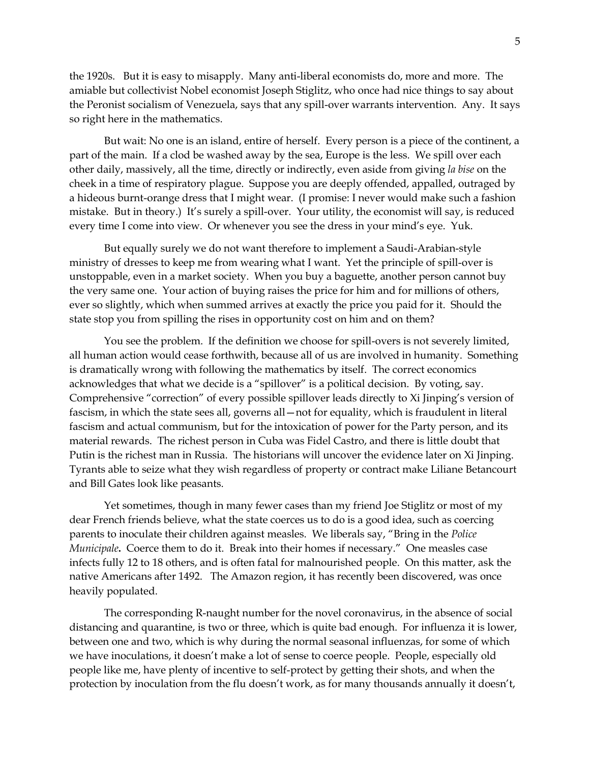the 1920s. But it is easy to misapply. Many anti-liberal economists do, more and more. The amiable but collectivist Nobel economist Joseph Stiglitz, who once had nice things to say about the Peronist socialism of Venezuela, says that any spill-over warrants intervention. Any. It says so right here in the mathematics.

But wait: No one is an island, entire of herself. Every person is a piece of the continent, a part of the main. If a clod be washed away by the sea, Europe is the less. We spill over each other daily, massively, all the time, directly or indirectly, even aside from giving *la bise* on the cheek in a time of respiratory plague. Suppose you are deeply offended, appalled, outraged by a hideous burnt-orange dress that I might wear. (I promise: I never would make such a fashion mistake. But in theory.) It's surely a spill-over. Your utility, the economist will say, is reduced every time I come into view. Or whenever you see the dress in your mind's eye. Yuk.

But equally surely we do not want therefore to implement a Saudi-Arabian-style ministry of dresses to keep me from wearing what I want. Yet the principle of spill-over is unstoppable, even in a market society. When you buy a baguette, another person cannot buy the very same one. Your action of buying raises the price for him and for millions of others, ever so slightly, which when summed arrives at exactly the price you paid for it. Should the state stop you from spilling the rises in opportunity cost on him and on them?

You see the problem. If the definition we choose for spill-overs is not severely limited, all human action would cease forthwith, because all of us are involved in humanity. Something is dramatically wrong with following the mathematics by itself. The correct economics acknowledges that what we decide is a "spillover" is a political decision. By voting, say. Comprehensive "correction" of every possible spillover leads directly to Xi Jinping's version of fascism, in which the state sees all, governs all—not for equality, which is fraudulent in literal fascism and actual communism, but for the intoxication of power for the Party person, and its material rewards. The richest person in Cuba was Fidel Castro, and there is little doubt that Putin is the richest man in Russia. The historians will uncover the evidence later on Xi Jinping. Tyrants able to seize what they wish regardless of property or contract make Liliane Betancourt and Bill Gates look like peasants.

Yet sometimes, though in many fewer cases than my friend Joe Stiglitz or most of my dear French friends believe, what the state coerces us to do is a good idea, such as coercing parents to inoculate their children against measles. We liberals say, "Bring in the *Police Municipale*. Coerce them to do it. Break into their homes if necessary." One measles case infects fully 12 to 18 others, and is often fatal for malnourished people. On this matter, ask the native Americans after 1492. The Amazon region, it has recently been discovered, was once heavily populated.

The corresponding R-naught number for the novel coronavirus, in the absence of social distancing and quarantine, is two or three, which is quite bad enough. For influenza it is lower, between one and two, which is why during the normal seasonal influenzas, for some of which we have inoculations, it doesn't make a lot of sense to coerce people. People, especially old people like me, have plenty of incentive to self-protect by getting their shots, and when the protection by inoculation from the flu doesn't work, as for many thousands annually it doesn't,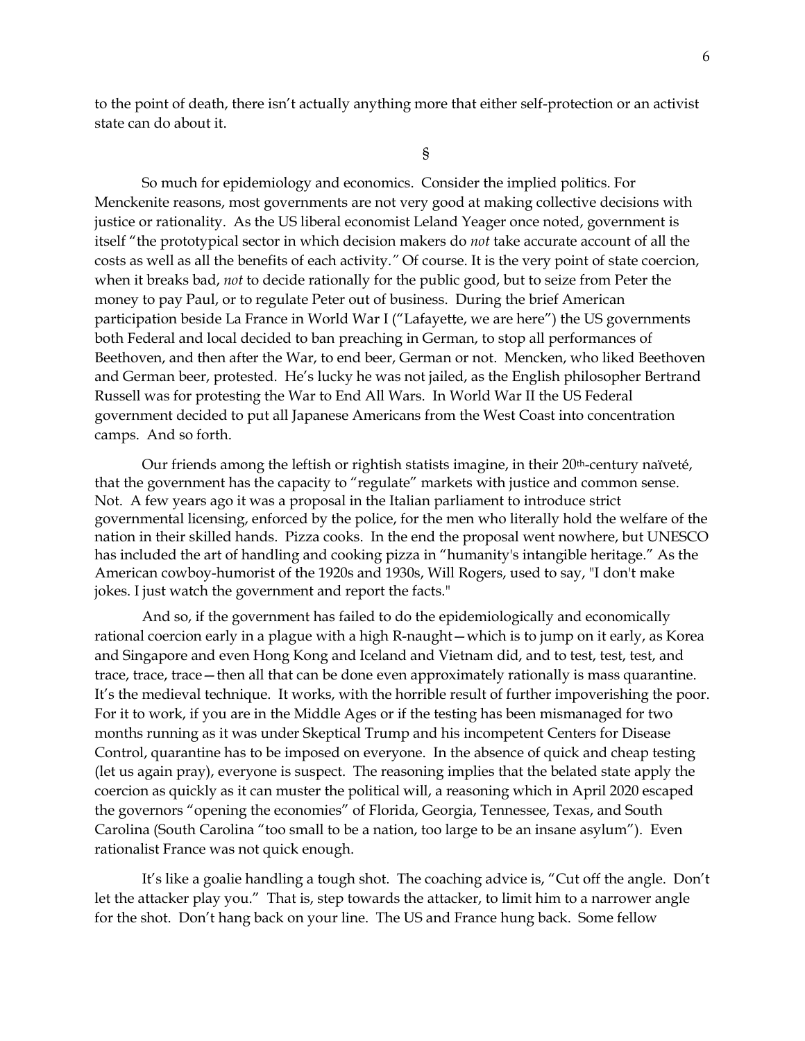to the point of death, there isn't actually anything more that either self-protection or an activist state can do about it.

§

So much for epidemiology and economics. Consider the implied politics. For Menckenite reasons, most governments are not very good at making collective decisions with justice or rationality. As the US liberal economist Leland Yeager once noted, government is itself "the prototypical sector in which decision makers do *not* take accurate account of all the costs as well as all the benefits of each activity." Of course. It is the very point of state coercion, when it breaks bad, *not* to decide rationally for the public good, but to seize from Peter the money to pay Paul, or to regulate Peter out of business. During the brief American participation beside La France in World War I ("Lafayette, we are here") the US governments both Federal and local decided to ban preaching in German, to stop all performances of Beethoven, and then after the War, to end beer, German or not. Mencken, who liked Beethoven and German beer, protested. He's lucky he was not jailed, as the English philosopher Bertrand Russell was for protesting the War to End All Wars. In World War II the US Federal government decided to put all Japanese Americans from the West Coast into concentration camps. And so forth.

Our friends among the leftish or rightish statists imagine, in their 20th-century naïveté, that the government has the capacity to "regulate" markets with justice and common sense. Not. A few years ago it was a proposal in the Italian parliament to introduce strict governmental licensing, enforced by the police, for the men who literally hold the welfare of the nation in their skilled hands. Pizza cooks. In the end the proposal went nowhere, but UNESCO has included the art of handling and cooking pizza in "humanity's intangible heritage." As the American cowboy-humorist of the 1920s and 1930s, Will Rogers, used to say, "I don't make jokes. I just watch the government and report the facts."

And so, if the government has failed to do the epidemiologically and economically rational coercion early in a plague with a high R-naught—which is to jump on it early, as Korea and Singapore and even Hong Kong and Iceland and Vietnam did, and to test, test, test, and trace, trace, trace—then all that can be done even approximately rationally is mass quarantine. It's the medieval technique. It works, with the horrible result of further impoverishing the poor. For it to work, if you are in the Middle Ages or if the testing has been mismanaged for two months running as it was under Skeptical Trump and his incompetent Centers for Disease Control, quarantine has to be imposed on everyone. In the absence of quick and cheap testing (let us again pray), everyone is suspect. The reasoning implies that the belated state apply the coercion as quickly as it can muster the political will, a reasoning which in April 2020 escaped the governors "opening the economies" of Florida, Georgia, Tennessee, Texas, and South Carolina (South Carolina "too small to be a nation, too large to be an insane asylum"). Even rationalist France was not quick enough.

It's like a goalie handling a tough shot. The coaching advice is, "Cut off the angle. Don't let the attacker play you." That is, step towards the attacker, to limit him to a narrower angle for the shot. Don't hang back on your line. The US and France hung back. Some fellow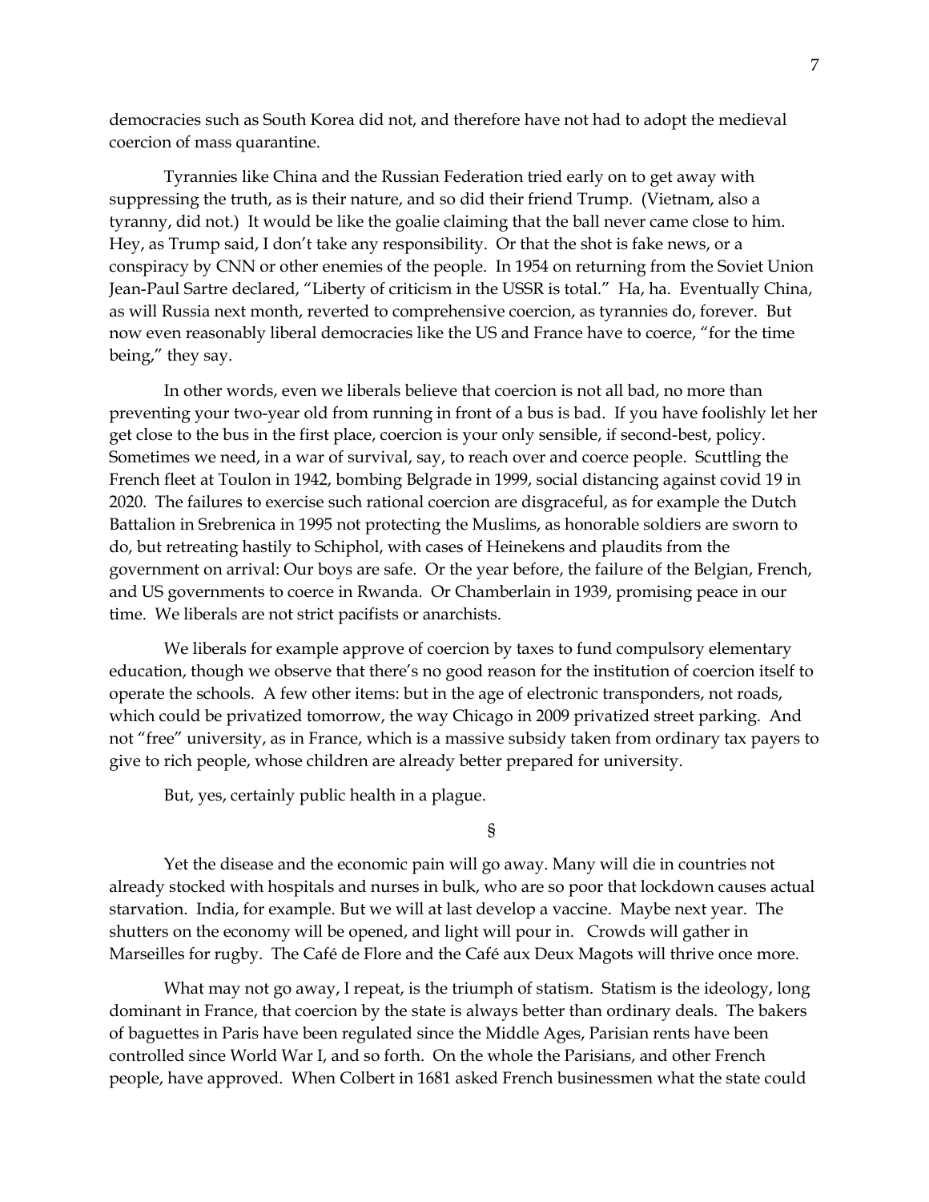democracies such as South Korea did not, and therefore have not had to adopt the medieval coercion of mass quarantine.

Tyrannies like China and the Russian Federation tried early on to get away with suppressing the truth, as is their nature, and so did their friend Trump. (Vietnam, also a tyranny, did not.) It would be like the goalie claiming that the ball never came close to him. Hey, as Trump said, I don't take any responsibility. Or that the shot is fake news, or a conspiracy by CNN or other enemies of the people. In 1954 on returning from the Soviet Union Jean-Paul Sartre declared, "Liberty of criticism in the USSR is total." Ha, ha. Eventually China, as will Russia next month, reverted to comprehensive coercion, as tyrannies do, forever. But now even reasonably liberal democracies like the US and France have to coerce, "for the time being," they say.

In other words, even we liberals believe that coercion is not all bad, no more than preventing your two-year old from running in front of a bus is bad. If you have foolishly let her get close to the bus in the first place, coercion is your only sensible, if second-best, policy. Sometimes we need, in a war of survival, say, to reach over and coerce people. Scuttling the French fleet at Toulon in 1942, bombing Belgrade in 1999, social distancing against covid 19 in 2020. The failures to exercise such rational coercion are disgraceful, as for example the Dutch Battalion in Srebrenica in 1995 not protecting the Muslims, as honorable soldiers are sworn to do, but retreating hastily to Schiphol, with cases of Heinekens and plaudits from the government on arrival: Our boys are safe. Or the year before, the failure of the Belgian, French, and US governments to coerce in Rwanda. Or Chamberlain in 1939, promising peace in our time. We liberals are not strict pacifists or anarchists.

We liberals for example approve of coercion by taxes to fund compulsory elementary education, though we observe that there's no good reason for the institution of coercion itself to operate the schools. A few other items: but in the age of electronic transponders, not roads, which could be privatized tomorrow, the way Chicago in 2009 privatized street parking. And not "free" university, as in France, which is a massive subsidy taken from ordinary tax payers to give to rich people, whose children are already better prepared for university.

But, yes, certainly public health in a plague.

§

Yet the disease and the economic pain will go away. Many will die in countries not already stocked with hospitals and nurses in bulk, who are so poor that lockdown causes actual starvation. India, for example. But we will at last develop a vaccine. Maybe next year. The shutters on the economy will be opened, and light will pour in. Crowds will gather in Marseilles for rugby. The Café de Flore and the Café aux Deux Magots will thrive once more.

What may not go away, I repeat, is the triumph of statism. Statism is the ideology, long dominant in France, that coercion by the state is always better than ordinary deals. The bakers of baguettes in Paris have been regulated since the Middle Ages, Parisian rents have been controlled since World War I, and so forth. On the whole the Parisians, and other French people, have approved. When Colbert in 1681 asked French businessmen what the state could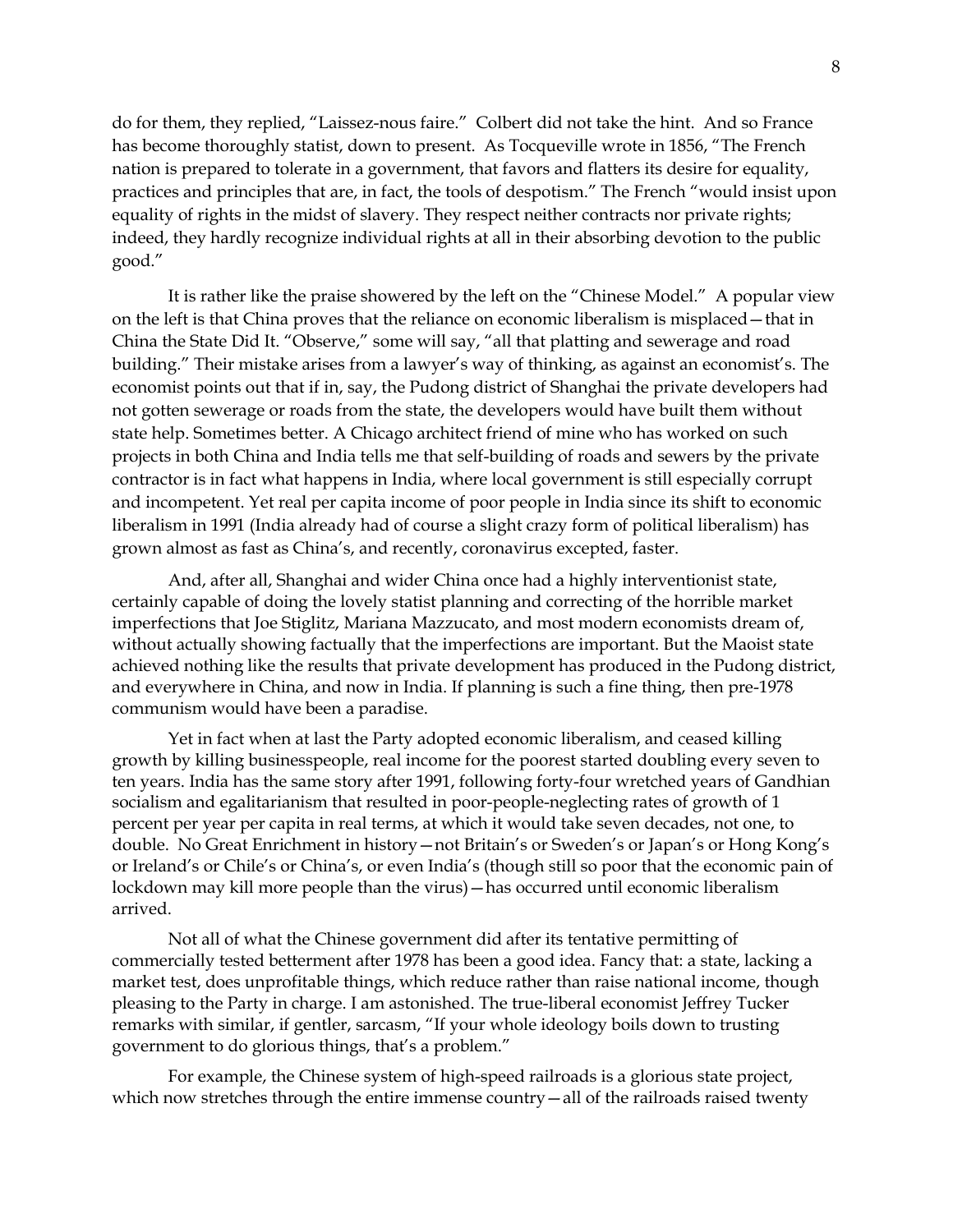do for them, they replied, "Laissez-nous faire." Colbert did not take the hint. And so France has become thoroughly statist, down to present. As Tocqueville wrote in 1856, "The French nation is prepared to tolerate in a government, that favors and flatters its desire for equality, practices and principles that are, in fact, the tools of despotism." The French "would insist upon equality of rights in the midst of slavery. They respect neither contracts nor private rights; indeed, they hardly recognize individual rights at all in their absorbing devotion to the public good."

It is rather like the praise showered by the left on the "Chinese Model." A popular view on the left is that China proves that the reliance on economic liberalism is misplaced—that in China the State Did It. "Observe," some will say, "all that platting and sewerage and road building." Their mistake arises from a lawyer's way of thinking, as against an economist's. The economist points out that if in, say, the Pudong district of Shanghai the private developers had not gotten sewerage or roads from the state, the developers would have built them without state help. Sometimes better. A Chicago architect friend of mine who has worked on such projects in both China and India tells me that self-building of roads and sewers by the private contractor is in fact what happens in India, where local government is still especially corrupt and incompetent. Yet real per capita income of poor people in India since its shift to economic liberalism in 1991 (India already had of course a slight crazy form of political liberalism) has grown almost as fast as China's, and recently, coronavirus excepted, faster.

And, after all, Shanghai and wider China once had a highly interventionist state, certainly capable of doing the lovely statist planning and correcting of the horrible market imperfections that Joe Stiglitz, Mariana Mazzucato, and most modern economists dream of, without actually showing factually that the imperfections are important. But the Maoist state achieved nothing like the results that private development has produced in the Pudong district, and everywhere in China, and now in India. If planning is such a fine thing, then pre-1978 communism would have been a paradise.

Yet in fact when at last the Party adopted economic liberalism, and ceased killing growth by killing businesspeople, real income for the poorest started doubling every seven to ten years. India has the same story after 1991, following forty-four wretched years of Gandhian socialism and egalitarianism that resulted in poor-people-neglecting rates of growth of 1 percent per year per capita in real terms, at which it would take seven decades, not one, to double. No Great Enrichment in history—not Britain's or Sweden's or Japan's or Hong Kong's or Ireland's or Chile's or China's, or even India's (though still so poor that the economic pain of lockdown may kill more people than the virus)—has occurred until economic liberalism arrived.

Not all of what the Chinese government did after its tentative permitting of commercially tested betterment after 1978 has been a good idea. Fancy that: a state, lacking a market test, does unprofitable things, which reduce rather than raise national income, though pleasing to the Party in charge. I am astonished. The true-liberal economist Jeffrey Tucker remarks with similar, if gentler, sarcasm, "If your whole ideology boils down to trusting government to do glorious things, that's a problem."

For example, the Chinese system of high-speed railroads is a glorious state project, which now stretches through the entire immense country—all of the railroads raised twenty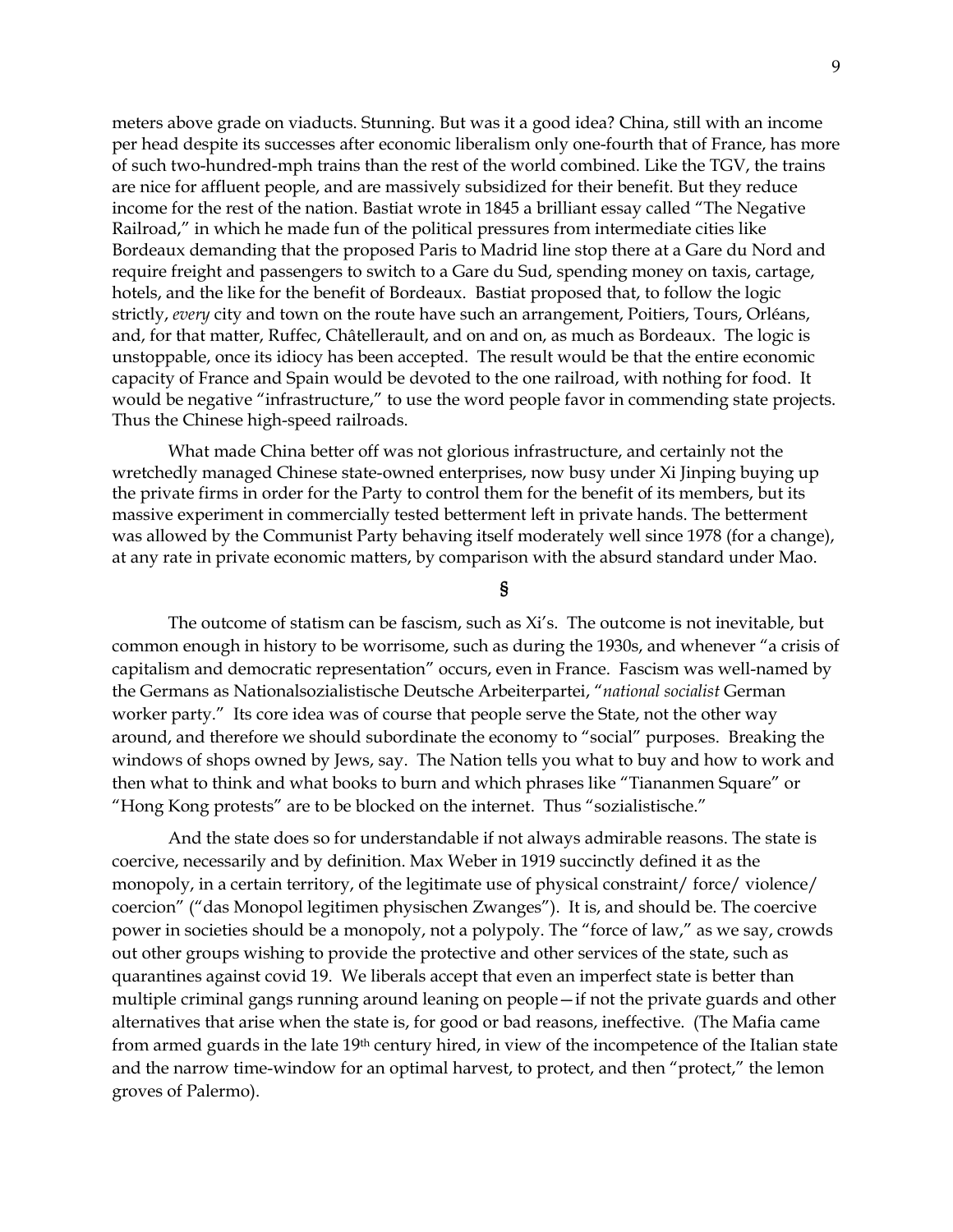meters above grade on viaducts. Stunning. But was it a good idea? China, still with an income per head despite its successes after economic liberalism only one-fourth that of France, has more of such two-hundred-mph trains than the rest of the world combined. Like the TGV, the trains are nice for affluent people, and are massively subsidized for their benefit. But they reduce income for the rest of the nation. Bastiat wrote in 1845 a brilliant essay called "The Negative Railroad," in which he made fun of the political pressures from intermediate cities like Bordeaux demanding that the proposed Paris to Madrid line stop there at a Gare du Nord and require freight and passengers to switch to a Gare du Sud, spending money on taxis, cartage, hotels, and the like for the benefit of Bordeaux. Bastiat proposed that, to follow the logic strictly, *every* city and town on the route have such an arrangement, Poitiers, Tours, Orléans, and, for that matter, Ruffec, Châtellerault, and on and on, as much as Bordeaux. The logic is unstoppable, once its idiocy has been accepted. The result would be that the entire economic capacity of France and Spain would be devoted to the one railroad, with nothing for food. It would be negative "infrastructure," to use the word people favor in commending state projects. Thus the Chinese high-speed railroads.

What made China better off was not glorious infrastructure, and certainly not the wretchedly managed Chinese state-owned enterprises, now busy under Xi Jinping buying up the private firms in order for the Party to control them for the benefit of its members, but its massive experiment in commercially tested betterment left in private hands. The betterment was allowed by the Communist Party behaving itself moderately well since 1978 (for a change), at any rate in private economic matters, by comparison with the absurd standard under Mao.

§

The outcome of statism can be fascism, such as Xi's. The outcome is not inevitable, but common enough in history to be worrisome, such as during the 1930s, and whenever "a crisis of capitalism and democratic representation" occurs, even in France. Fascism was well-named by the Germans as Nationalsozialistische Deutsche Arbeiterpartei, "*national socialist* German worker party." Its core idea was of course that people serve the State, not the other way around, and therefore we should subordinate the economy to "social" purposes. Breaking the windows of shops owned by Jews, say. The Nation tells you what to buy and how to work and then what to think and what books to burn and which phrases like "Tiananmen Square" or "Hong Kong protests" are to be blocked on the internet. Thus "sozialistische."

And the state does so for understandable if not always admirable reasons. The state is coercive, necessarily and by definition. Max Weber in 1919 succinctly defined it as the monopoly, in a certain territory, of the legitimate use of physical constraint/ force/ violence/ coercion" ("das Monopol legitimen physischen Zwanges"). It is, and should be. The coercive power in societies should be a monopoly, not a polypoly. The "force of law," as we say, crowds out other groups wishing to provide the protective and other services of the state, such as quarantines against covid 19. We liberals accept that even an imperfect state is better than multiple criminal gangs running around leaning on people—if not the private guards and other alternatives that arise when the state is, for good or bad reasons, ineffective. (The Mafia came from armed guards in the late 19th century hired, in view of the incompetence of the Italian state and the narrow time-window for an optimal harvest, to protect, and then "protect," the lemon groves of Palermo).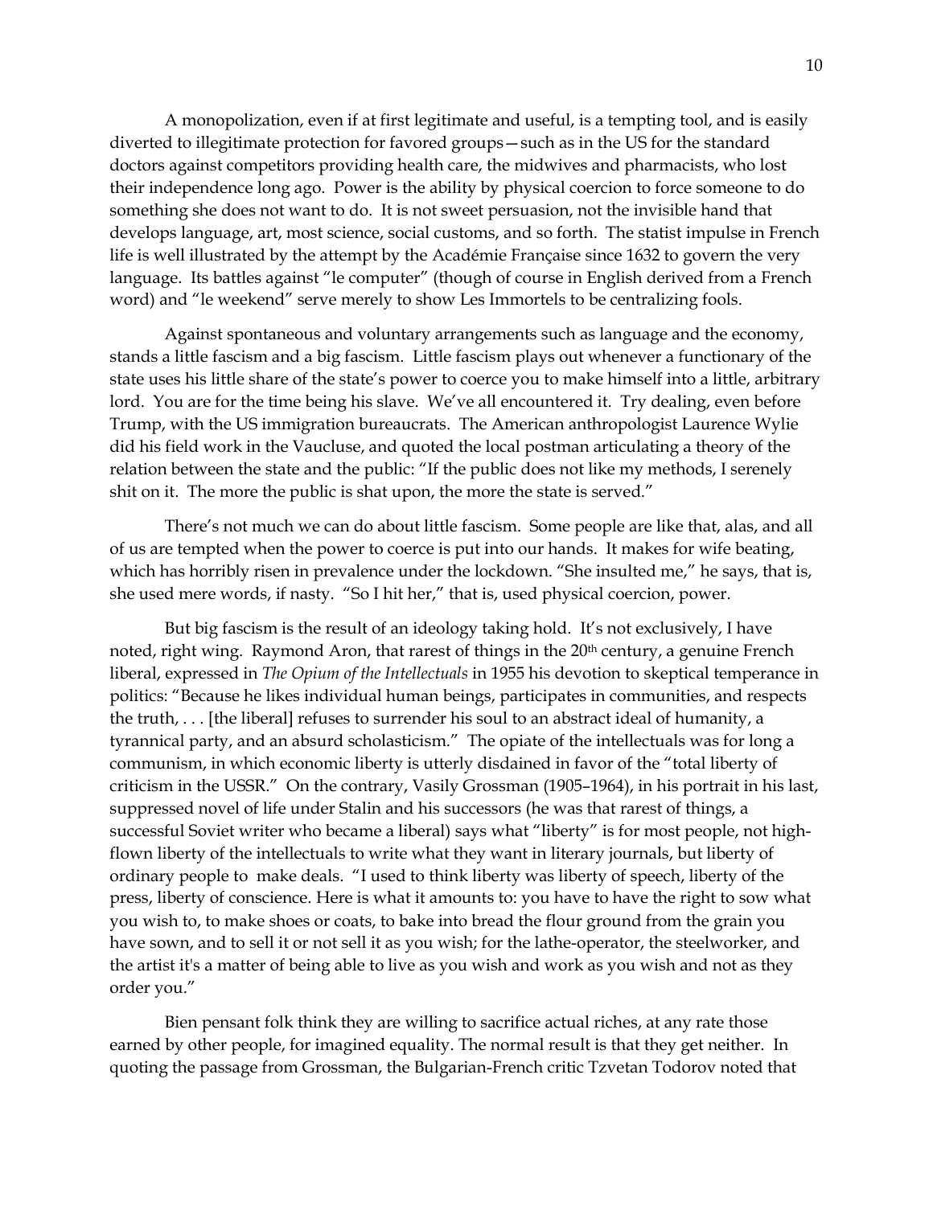A monopolization, even if at first legitimate and useful, is a tempting tool, and is easily diverted to illegitimate protection for favored groups—such as in the US for the standard doctors against competitors providing health care, the midwives and pharmacists, who lost their independence long ago. Power is the ability by physical coercion to force someone to do something she does not want to do. It is not sweet persuasion, not the invisible hand that develops language, art, most science, social customs, and so forth. The statist impulse in French life is well illustrated by the attempt by the Académie Française since 1632 to govern the very language. Its battles against "le computer" (though of course in English derived from a French word) and "le weekend" serve merely to show Les Immortels to be centralizing fools.

Against spontaneous and voluntary arrangements such as language and the economy, stands a little fascism and a big fascism. Little fascism plays out whenever a functionary of the state uses his little share of the state's power to coerce you to make himself into a little, arbitrary lord. You are for the time being his slave. We've all encountered it. Try dealing, even before Trump, with the US immigration bureaucrats. The American anthropologist Laurence Wylie did his field work in the Vaucluse, and quoted the local postman articulating a theory of the relation between the state and the public: "If the public does not like my methods, I serenely shit on it. The more the public is shat upon, the more the state is served."

There's not much we can do about little fascism. Some people are like that, alas, and all of us are tempted when the power to coerce is put into our hands. It makes for wife beating, which has horribly risen in prevalence under the lockdown. "She insulted me," he says, that is, she used mere words, if nasty. "So I hit her," that is, used physical coercion, power.

But big fascism is the result of an ideology taking hold. It's not exclusively, I have noted, right wing. Raymond Aron, that rarest of things in the 20th century, a genuine French liberal, expressed in *The Opium of the Intellectuals* in 1955 his devotion to skeptical temperance in politics: "Because he likes individual human beings, participates in communities, and respects the truth, . . . [the liberal] refuses to surrender his soul to an abstract ideal of humanity, a tyrannical party, and an absurd scholasticism." The opiate of the intellectuals was for long a communism, in which economic liberty is utterly disdained in favor of the "total liberty of criticism in the USSR." On the contrary, Vasily Grossman (1905–1964), in his portrait in his last, suppressed novel of life under Stalin and his successors (he was that rarest of things, a successful Soviet writer who became a liberal) says what "liberty" is for most people, not high-flown liberty of the intellectuals to write what they want in literary journals, but liberty of ordinary people to make deals. "I used to think liberty was liberty of speech, liberty of the press, liberty of conscience. Here is what it amounts to: you have to have the right to sow what you wish to, to make shoes or coats, to bake into bread the flour ground from the grain you have sown, and to sell it or not sell it as you wish; for the lathe-operator, the steelworker, and the artist it's a matter of being able to live as you wish and work as you wish and not as they order you."

Bien pensant folk think they are willing to sacrifice actual riches, at any rate those earned by other people, for imagined equality. The normal result is that they get neither. In quoting the passage from Grossman, the Bulgarian-French critic Tzvetan Todorov noted that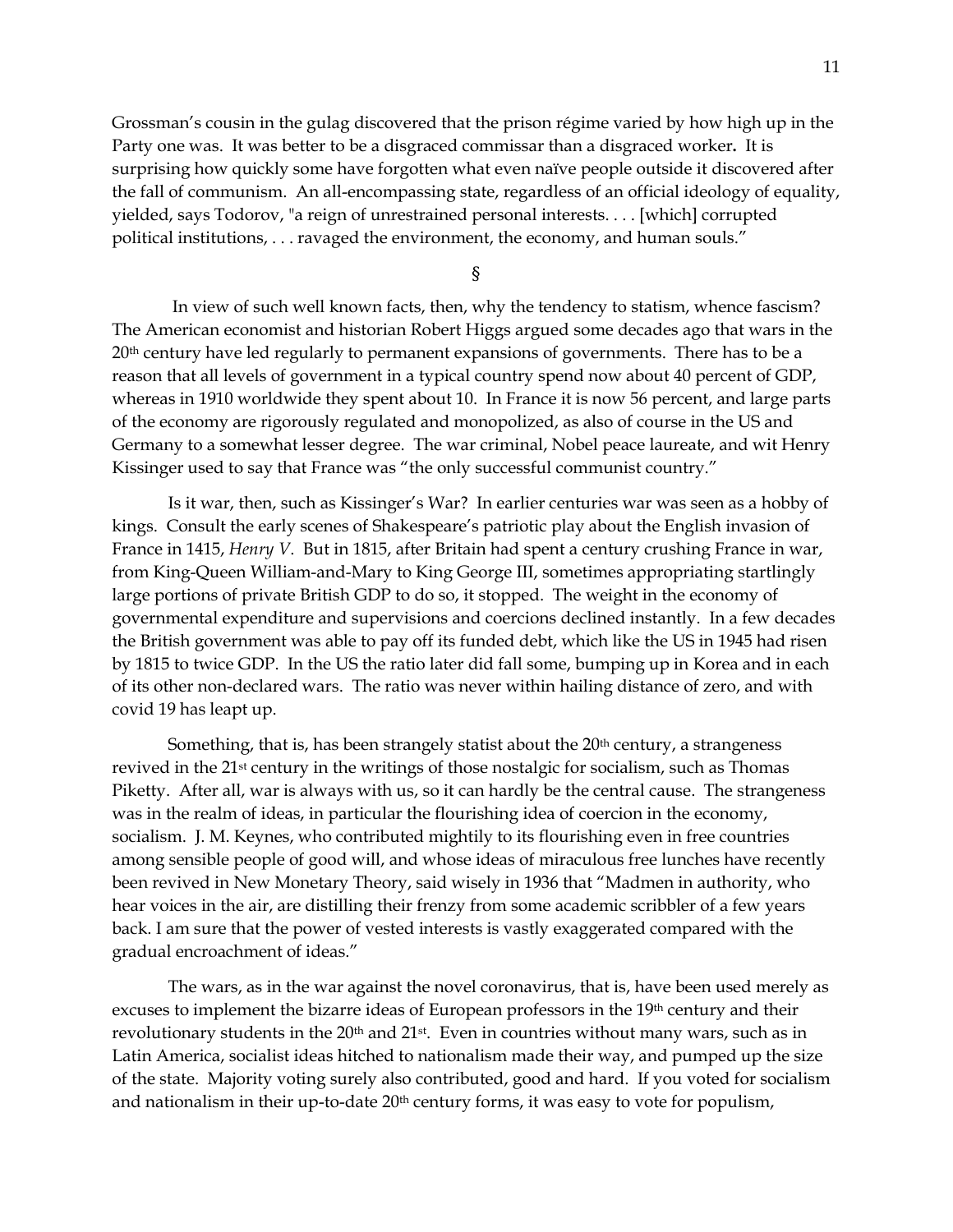Grossman's cousin in the gulag discovered that the prison régime varied by how high up in the Party one was. It was better to be a disgraced commissar than a disgraced worker**.** It is surprising how quickly some have forgotten what even naïve people outside it discovered after the fall of communism. An all-encompassing state, regardless of an official ideology of equality, yielded, says Todorov, "a reign of unrestrained personal interests. . . . [which] corrupted political institutions, . . . ravaged the environment, the economy, and human souls."

§

In view of such well known facts, then, why the tendency to statism, whence fascism? The American economist and historian Robert Higgs argued some decades ago that wars in the 20th century have led regularly to permanent expansions of governments. There has to be a reason that all levels of government in a typical country spend now about 40 percent of GDP, whereas in 1910 worldwide they spent about 10. In France it is now 56 percent, and large parts of the economy are rigorously regulated and monopolized, as also of course in the US and Germany to a somewhat lesser degree. The war criminal, Nobel peace laureate, and wit Henry Kissinger used to say that France was "the only successful communist country."

Is it war, then, such as Kissinger's War? In earlier centuries war was seen as a hobby of kings. Consult the early scenes of Shakespeare's patriotic play about the English invasion of France in 1415, *Henry V*. But in 1815, after Britain had spent a century crushing France in war, from King-Queen William-and-Mary to King George III, sometimes appropriating startlingly large portions of private British GDP to do so, it stopped. The weight in the economy of governmental expenditure and supervisions and coercions declined instantly. In a few decades the British government was able to pay off its funded debt, which like the US in 1945 had risen by 1815 to twice GDP. In the US the ratio later did fall some, bumping up in Korea and in each of its other non-declared wars. The ratio was never within hailing distance of zero, and with covid 19 has leapt up.

Something, that is, has been strangely statist about the 20th century, a strangeness revived in the 21st century in the writings of those nostalgic for socialism, such as Thomas Piketty. After all, war is always with us, so it can hardly be the central cause. The strangeness was in the realm of ideas, in particular the flourishing idea of coercion in the economy, socialism. J. M. Keynes, who contributed mightily to its flourishing even in free countries among sensible people of good will, and whose ideas of miraculous free lunches have recently been revived in New Monetary Theory, said wisely in 1936 that "Madmen in authority, who hear voices in the air, are distilling their frenzy from some academic scribbler of a few years back. I am sure that the power of vested interests is vastly exaggerated compared with the gradual encroachment of ideas."

The wars, as in the war against the novel coronavirus, that is, have been used merely as excuses to implement the bizarre ideas of European professors in the 19th century and their revolutionary students in the 20th and 21st. Even in countries without many wars, such as in Latin America, socialist ideas hitched to nationalism made their way, and pumped up the size of the state. Majority voting surely also contributed, good and hard. If you voted for socialism and nationalism in their up-to-date 20th century forms, it was easy to vote for populism,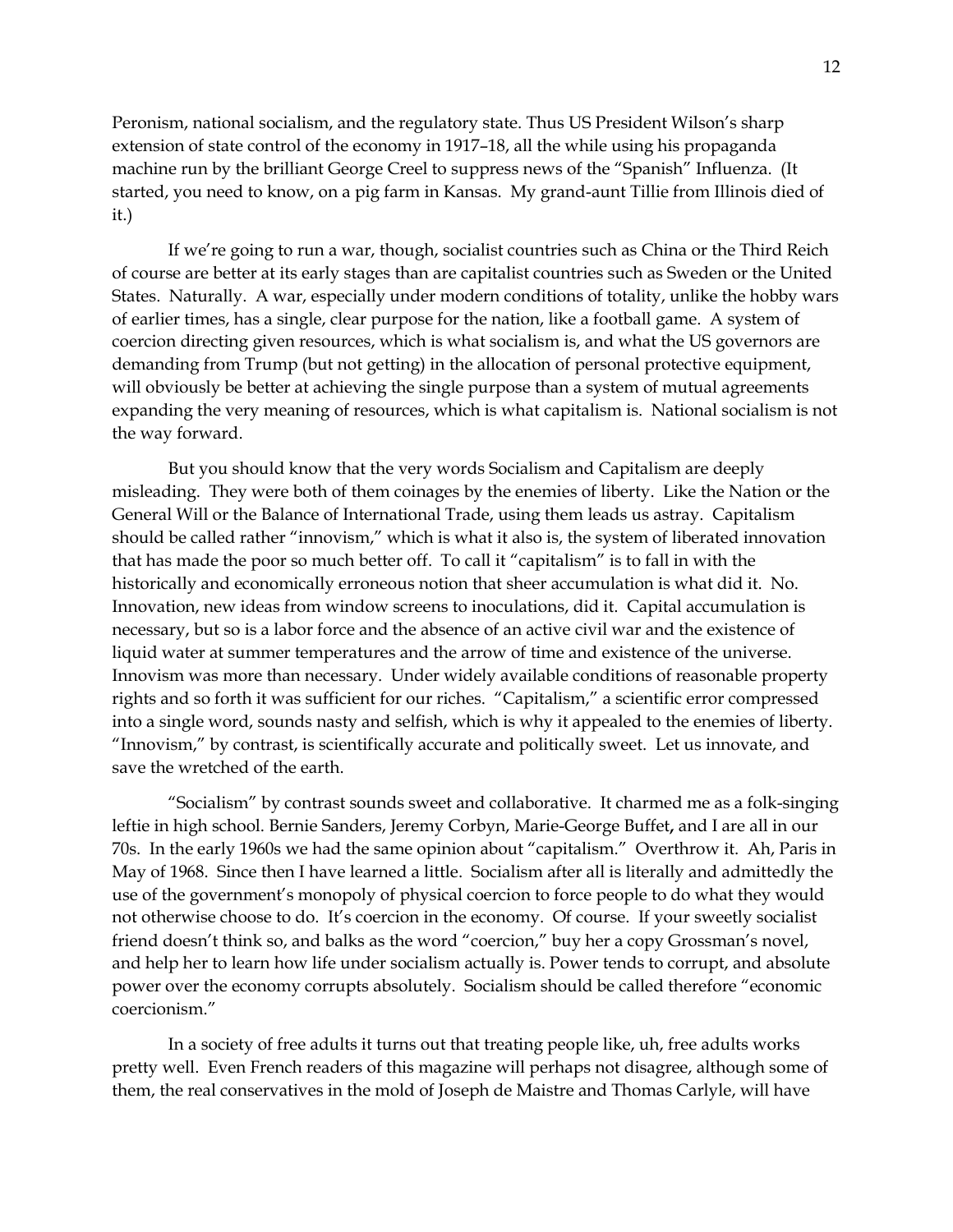Peronism, national socialism, and the regulatory state. Thus US President Wilson's sharp extension of state control of the economy in 1917–18, all the while using his propaganda machine run by the brilliant George Creel to suppress news of the "Spanish" Influenza. (It started, you need to know, on a pig farm in Kansas. My grand-aunt Tillie from Illinois died of it.)

If we're going to run a war, though, socialist countries such as China or the Third Reich of course are better at its early stages than are capitalist countries such as Sweden or the United States. Naturally. A war, especially under modern conditions of totality, unlike the hobby wars of earlier times, has a single, clear purpose for the nation, like a football game. A system of coercion directing given resources, which is what socialism is, and what the US governors are demanding from Trump (but not getting) in the allocation of personal protective equipment, will obviously be better at achieving the single purpose than a system of mutual agreements expanding the very meaning of resources, which is what capitalism is. National socialism is not the way forward.

But you should know that the very words Socialism and Capitalism are deeply misleading. They were both of them coinages by the enemies of liberty. Like the Nation or the General Will or the Balance of International Trade, using them leads us astray. Capitalism should be called rather "innovism," which is what it also is, the system of liberated innovation that has made the poor so much better off. To call it "capitalism" is to fall in with the historically and economically erroneous notion that sheer accumulation is what did it. No. Innovation, new ideas from window screens to inoculations, did it. Capital accumulation is necessary, but so is a labor force and the absence of an active civil war and the existence of liquid water at summer temperatures and the arrow of time and existence of the universe. Innovism was more than necessary. Under widely available conditions of reasonable property rights and so forth it was sufficient for our riches. "Capitalism," a scientific error compressed into a single word, sounds nasty and selfish, which is why it appealed to the enemies of liberty. "Innovism," by contrast, is scientifically accurate and politically sweet. Let us innovate, and save the wretched of the earth.

"Socialism" by contrast sounds sweet and collaborative. It charmed me as a folk-singing leftie in high school. Bernie Sanders, Jeremy Corbyn, Marie-George Buffet**,** and I are all in our 70s. In the early 1960s we had the same opinion about "capitalism." Overthrow it. Ah, Paris in May of 1968. Since then I have learned a little. Socialism after all is literally and admittedly the use of the government's monopoly of physical coercion to force people to do what they would not otherwise choose to do. It's coercion in the economy. Of course. If your sweetly socialist friend doesn't think so, and balks as the word "coercion," buy her a copy Grossman's novel, and help her to learn how life under socialism actually is. Power tends to corrupt, and absolute power over the economy corrupts absolutely. Socialism should be called therefore "economic coercionism."

In a society of free adults it turns out that treating people like, uh, free adults works pretty well. Even French readers of this magazine will perhaps not disagree, although some of them, the real conservatives in the mold of Joseph de Maistre and Thomas Carlyle, will have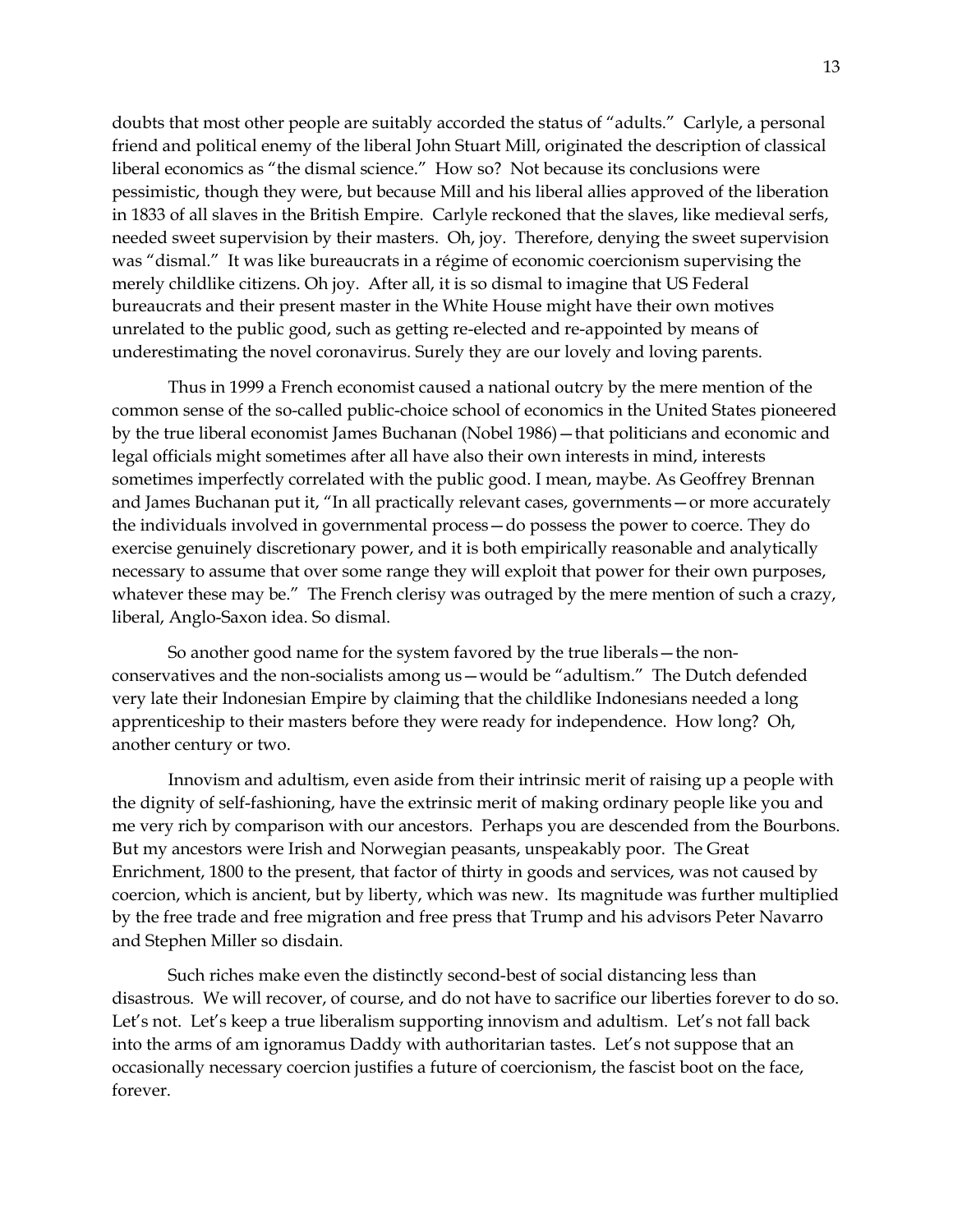doubts that most other people are suitably accorded the status of "adults." Carlyle, a personal friend and political enemy of the liberal John Stuart Mill, originated the description of classical liberal economics as "the dismal science." How so? Not because its conclusions were pessimistic, though they were, but because Mill and his liberal allies approved of the liberation in 1833 of all slaves in the British Empire. Carlyle reckoned that the slaves, like medieval serfs, needed sweet supervision by their masters. Oh, joy. Therefore, denying the sweet supervision was "dismal." It was like bureaucrats in a régime of economic coercionism supervising the merely childlike citizens. Oh joy. After all, it is so dismal to imagine that US Federal bureaucrats and their present master in the White House might have their own motives unrelated to the public good, such as getting re-elected and re-appointed by means of underestimating the novel coronavirus. Surely they are our lovely and loving parents.

Thus in 1999 a French economist caused a national outcry by the mere mention of the common sense of the so-called public-choice school of economics in the United States pioneered by the true liberal economist James Buchanan (Nobel 1986)—that politicians and economic and legal officials might sometimes after all have also their own interests in mind, interests sometimes imperfectly correlated with the public good. I mean, maybe. As Geoffrey Brennan and James Buchanan put it, "In all practically relevant cases, governments—or more accurately the individuals involved in governmental process—do possess the power to coerce. They do exercise genuinely discretionary power, and it is both empirically reasonable and analytically necessary to assume that over some range they will exploit that power for their own purposes, whatever these may be." The French clerisy was outraged by the mere mention of such a crazy, liberal, Anglo-Saxon idea. So dismal.

So another good name for the system favored by the true liberals—the non-conservatives and the non-socialists among us—would be "adultism." The Dutch defended very late their Indonesian Empire by claiming that the childlike Indonesians needed a long apprenticeship to their masters before they were ready for independence. How long? Oh, another century or two.

Innovism and adultism, even aside from their intrinsic merit of raising up a people with the dignity of self-fashioning, have the extrinsic merit of making ordinary people like you and me very rich by comparison with our ancestors. Perhaps you are descended from the Bourbons. But my ancestors were Irish and Norwegian peasants, unspeakably poor. The Great Enrichment, 1800 to the present, that factor of thirty in goods and services, was not caused by coercion, which is ancient, but by liberty, which was new. Its magnitude was further multiplied by the free trade and free migration and free press that Trump and his advisors Peter Navarro and Stephen Miller so disdain.

Such riches make even the distinctly second-best of social distancing less than disastrous. We will recover, of course, and do not have to sacrifice our liberties forever to do so. Let's not. Let's keep a true liberalism supporting innovism and adultism. Let's not fall back into the arms of am ignoramus Daddy with authoritarian tastes. Let's not suppose that an occasionally necessary coercion justifies a future of coercionism, the fascist boot on the face, forever.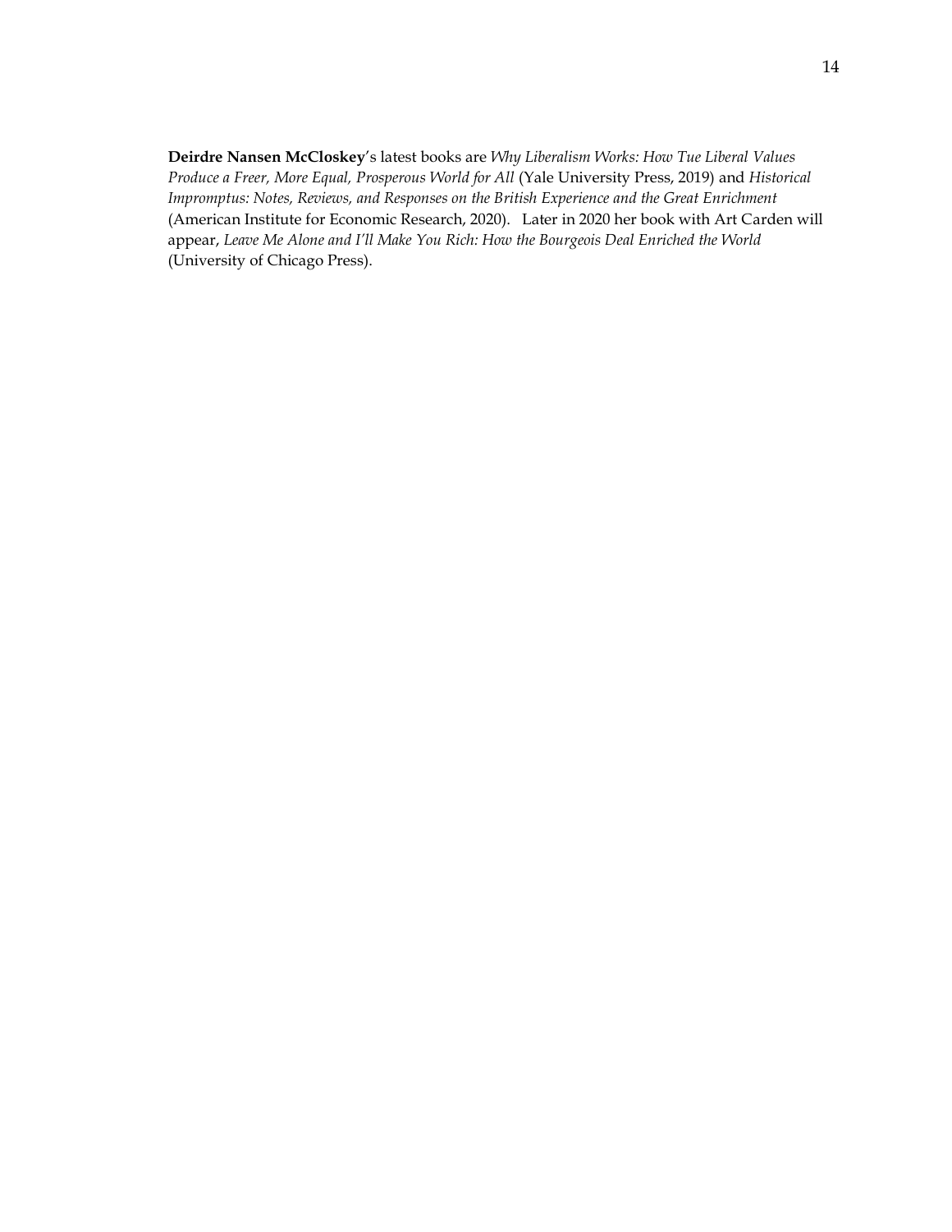**Deirdre Nansen McCloskey**'s latest books are *Why Liberalism Works: How Tue Liberal Values Produce a Freer, More Equal, Prosperous World for All* (Yale University Press, 2019) and *Historical Impromptus: Notes, Reviews, and Responses on the British Experience and the Great Enrichment* (American Institute for Economic Research, 2020). Later in 2020 her book with Art Carden will appear, *Leave Me Alone and I'll Make You Rich: How the Bourgeois Deal Enriched the World* (University of Chicago Press).